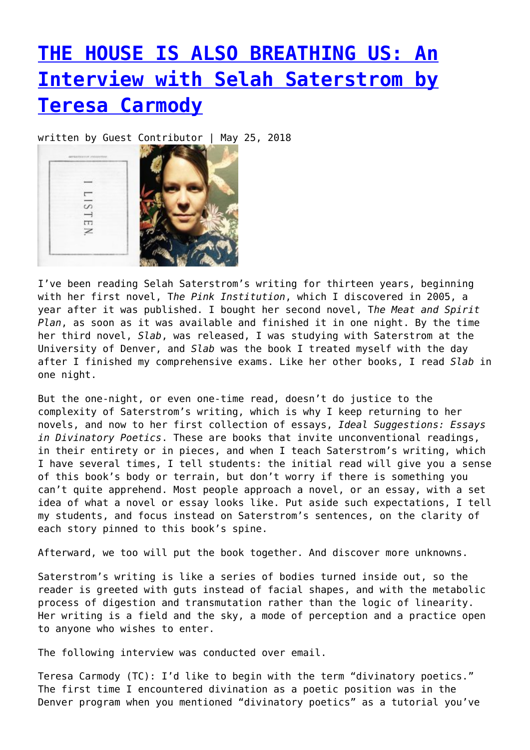# [THE HOUSE IS ALSO BREATHING US: An Interview with Selah Saterstrom by Teresa Carmody]()

written by Guest Contributor | May 25, 2018

I've been reading Selah Saterstrom's writing for thirteen years, beginning with her first novel, T*he Pink Institution*, which I discovered in 2005, a year after it was published. I bought her second novel, T*he Meat and Spirit Plan*, as soon as it was available and finished it in one night. By the time her third novel, *Slab*, was released, I was studying with Saterstrom at the University of Denver, and *Slab* was the book I treated myself with the day after I finished my comprehensive exams. Like her other books, I read *Slab* in one night.

But the one-night, or even one-time read, doesn't do justice to the complexity of Saterstrom's writing, which is why I keep returning to her novels, and now to her first collection of essays, *Ideal Suggestions: Essays in Divinatory Poetics*. These are books that invite unconventional readings, in their entirety or in pieces, and when I teach Saterstrom's writing, which I have several times, I tell students: the initial read will give you a sense of this book's body or terrain, but don't worry if there is something you can't quite apprehend. Most people approach a novel, or an essay, with a set idea of what a novel or essay looks like. Put aside such expectations, I tell my students, and focus instead on Saterstrom's sentences, on the clarity of each story pinned to this book's spine.

Afterward, we too will put the book together. And discover more unknowns.

Saterstrom's writing is like a series of bodies turned inside out, so the reader is greeted with guts instead of facial shapes, and with the metabolic process of digestion and transmutation rather than the logic of linearity. Her writing is a field and the sky, a mode of perception and a practice open to anyone who wishes to enter.

The following interview was conducted over email.

Teresa Carmody (TC): I'd like to begin with the term "divinatory poetics." The first time I encountered divination as a poetic position was in the Denver program when you mentioned "divinatory poetics" as a tutorial you've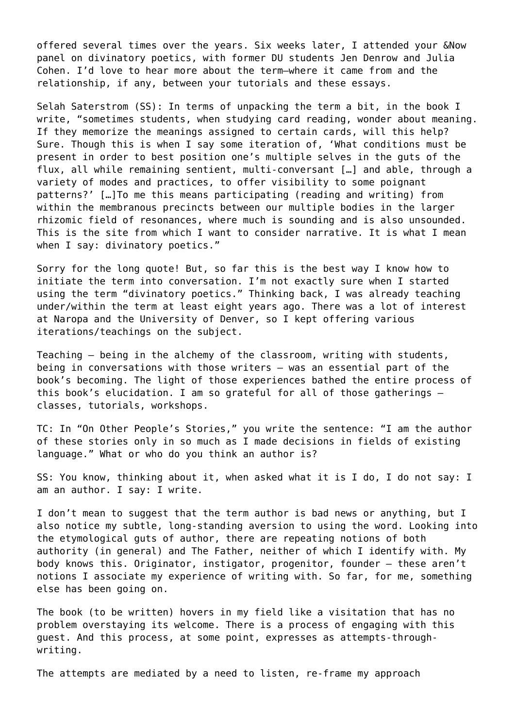offered several times over the years. Six weeks later, I attended your &Now panel on divinatory poetics, with former DU students Jen Denrow and Julia Cohen. I'd love to hear more about the term—where it came from and the relationship, if any, between your tutorials and these essays.

Selah Saterstrom (SS): In terms of unpacking the term a bit, in the book I write, "sometimes students, when studying card reading, wonder about meaning. If they memorize the meanings assigned to certain cards, will this help? Sure. Though this is when I say some iteration of, 'What conditions must be present in order to best position one's multiple selves in the guts of the flux, all while remaining sentient, multi-conversant […] and able, through a variety of modes and practices, to offer visibility to some poignant patterns?' […]To me this means participating (reading and writing) from within the membranous precincts between our multiple bodies in the larger rhizomic field of resonances, where much is sounding and is also unsounded. This is the site from which I want to consider narrative. It is what I mean when I say: divinatory poetics."

Sorry for the long quote! But, so far this is the best way I know how to initiate the term into conversation. I'm not exactly sure when I started using the term "divinatory poetics." Thinking back, I was already teaching under/within the term at least eight years ago. There was a lot of interest at Naropa and the University of Denver, so I kept offering various iterations/teachings on the subject.

Teaching – being in the alchemy of the classroom, writing with students, being in conversations with those writers – was an essential part of the book's becoming. The light of those experiences bathed the entire process of this book's elucidation. I am so grateful for all of those gatherings – classes, tutorials, workshops.

TC: In "On Other People's Stories," you write the sentence: "I am the author of these stories only in so much as I made decisions in fields of existing language." What or who do you think an author is?

SS: You know, thinking about it, when asked what it is I do, I do not say: I am an author. I say: I write.

I don't mean to suggest that the term author is bad news or anything, but I also notice my subtle, long-standing aversion to using the word. Looking into the etymological guts of author, there are repeating notions of both authority (in general) and The Father, neither of which I identify with. My body knows this. Originator, instigator, progenitor, founder – these aren't notions I associate my experience of writing with. So far, for me, something else has been going on.

The book (to be written) hovers in my field like a visitation that has no problem overstaying its welcome. There is a process of engaging with this guest. And this process, at some point, expresses as attempts-through-writing.

The attempts are mediated by a need to listen, re-frame my approach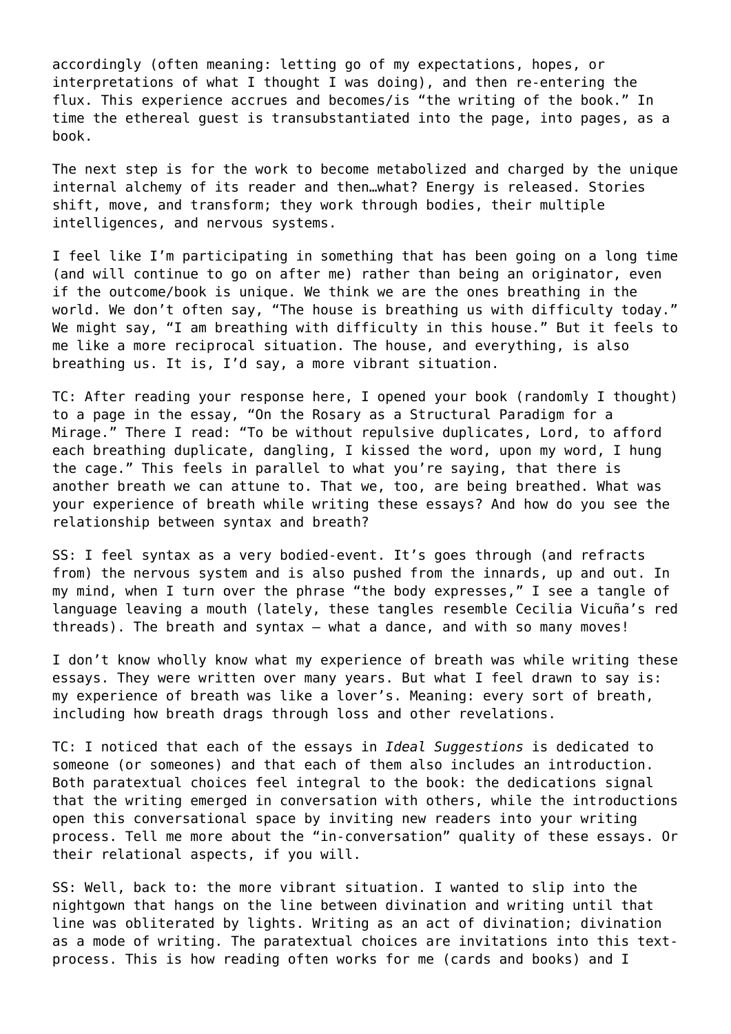accordingly (often meaning: letting go of my expectations, hopes, or interpretations of what I thought I was doing), and then re-entering the flux. This experience accrues and becomes/is "the writing of the book." In time the ethereal guest is transubstantiated into the page, into pages, as a book.

The next step is for the work to become metabolized and charged by the unique internal alchemy of its reader and then…what? Energy is released. Stories shift, move, and transform; they work through bodies, their multiple intelligences, and nervous systems.

I feel like I'm participating in something that has been going on a long time (and will continue to go on after me) rather than being an originator, even if the outcome/book is unique. We think we are the ones breathing in the world. We don't often say, "The house is breathing us with difficulty today." We might say, "I am breathing with difficulty in this house." But it feels to me like a more reciprocal situation. The house, and everything, is also breathing us. It is, I'd say, a more vibrant situation.

TC: After reading your response here, I opened your book (randomly I thought) to a page in the essay, "On the Rosary as a Structural Paradigm for a Mirage." There I read: "To be without repulsive duplicates, Lord, to afford each breathing duplicate, dangling, I kissed the word, upon my word, I hung the cage." This feels in parallel to what you're saying, that there is another breath we can attune to. That we, too, are being breathed. What was your experience of breath while writing these essays? And how do you see the relationship between syntax and breath?

SS: I feel syntax as a very bodied-event. It's goes through (and refracts from) the nervous system and is also pushed from the innards, up and out. In my mind, when I turn over the phrase "the body expresses," I see a tangle of language leaving a mouth (lately, these tangles resemble Cecilia Vicuña's red threads). The breath and syntax — what a dance, and with so many moves!

I don't know wholly know what my experience of breath was while writing these essays. They were written over many years. But what I feel drawn to say is: my experience of breath was like a lover's. Meaning: every sort of breath, including how breath drags through loss and other revelations.

TC: I noticed that each of the essays in *Ideal Suggestions* is dedicated to someone (or someones) and that each of them also includes an introduction. Both paratextual choices feel integral to the book: the dedications signal that the writing emerged in conversation with others, while the introductions open this conversational space by inviting new readers into your writing process. Tell me more about the "in-conversation" quality of these essays. Or their relational aspects, if you will.

SS: Well, back to: the more vibrant situation. I wanted to slip into the nightgown that hangs on the line between divination and writing until that line was obliterated by lights. Writing as an act of divination; divination as a mode of writing. The paratextual choices are invitations into this text-process. This is how reading often works for me (cards and books) and I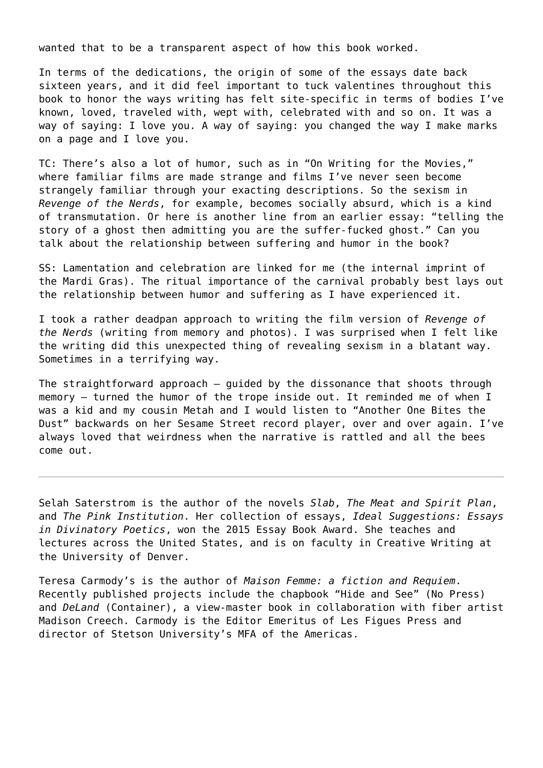wanted that to be a transparent aspect of how this book worked.

In terms of the dedications, the origin of some of the essays date back sixteen years, and it did feel important to tuck valentines throughout this book to honor the ways writing has felt site-specific in terms of bodies I've known, loved, traveled with, wept with, celebrated with and so on. It was a way of saying: I love you. A way of saying: you changed the way I make marks on a page and I love you.

TC: There's also a lot of humor, such as in "On Writing for the Movies," where familiar films are made strange and films I've never seen become strangely familiar through your exacting descriptions. So the sexism in *Revenge of the Nerds*, for example, becomes socially absurd, which is a kind of transmutation. Or here is another line from an earlier essay: "telling the story of a ghost then admitting you are the suffer-fucked ghost." Can you talk about the relationship between suffering and humor in the book?

SS: Lamentation and celebration are linked for me (the internal imprint of the Mardi Gras). The ritual importance of the carnival probably best lays out the relationship between humor and suffering as I have experienced it.

I took a rather deadpan approach to writing the film version of *Revenge of the Nerds* (writing from memory and photos). I was surprised when I felt like the writing did this unexpected thing of revealing sexism in a blatant way. Sometimes in a terrifying way.

The straightforward approach — guided by the dissonance that shoots through memory — turned the humor of the trope inside out. It reminded me of when I was a kid and my cousin Metah and I would listen to "Another One Bites the Dust" backwards on her Sesame Street record player, over and over again. I've always loved that weirdness when the narrative is rattled and all the bees come out.

---

Selah Saterstrom is the author of the novels *Slab*, *The Meat and Spirit Plan*, and *The Pink Institution*. Her collection of essays, *Ideal Suggestions: Essays in Divinatory Poetics*, won the 2015 Essay Book Award. She teaches and lectures across the United States, and is on faculty in Creative Writing at the University of Denver.

Teresa Carmody's is the author of *Maison Femme: a fiction and Requiem*. Recently published projects include the chapbook "Hide and See" (No Press) and *DeLand* (Container), a view-master book in collaboration with fiber artist Madison Creech. Carmody is the Editor Emeritus of Les Figues Press and director of Stetson University's MFA of the Americas.